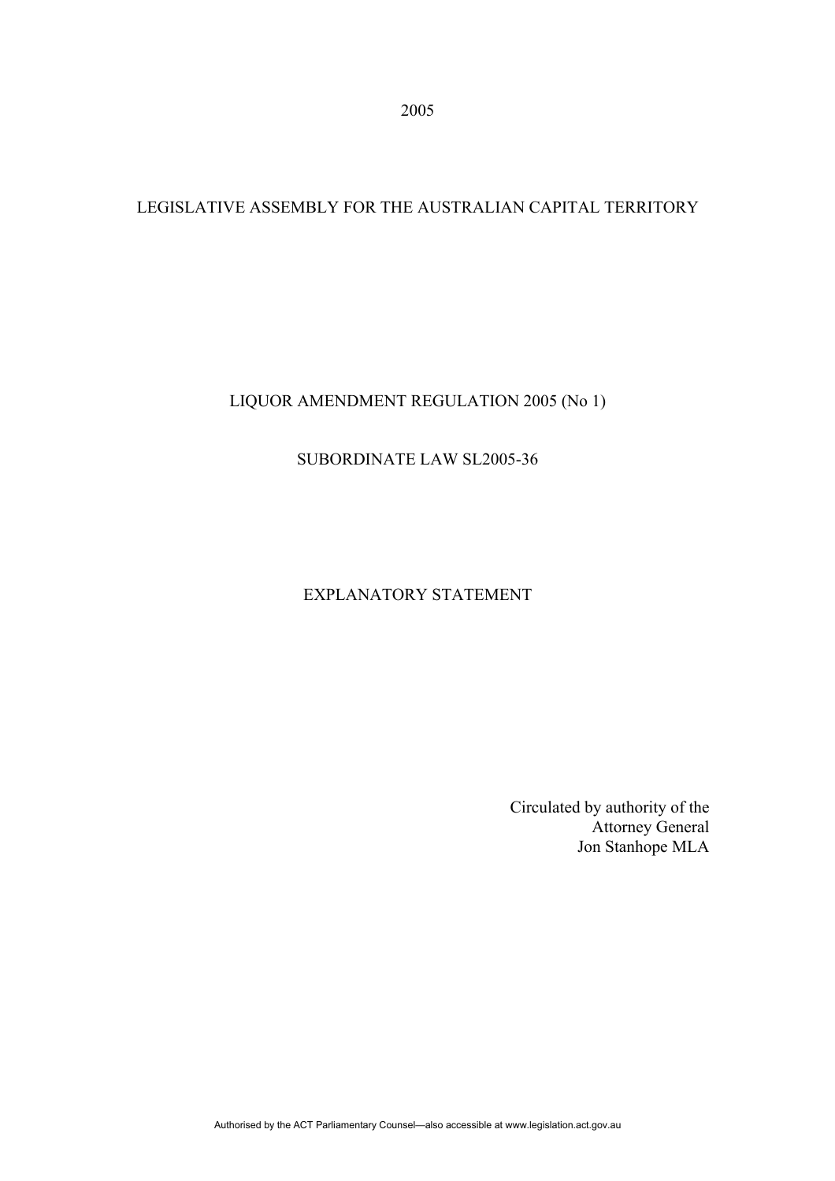2005

LEGISLATIVE ASSEMBLY FOR THE AUSTRALIAN CAPITAL TERRITORY

# LIQUOR AMENDMENT REGULATION 2005 (No 1)

## SUBORDINATE LAW SL2005-36

## EXPLANATORY STATEMENT

Circulated by authority of the
Attorney General
Jon Stanhope MLA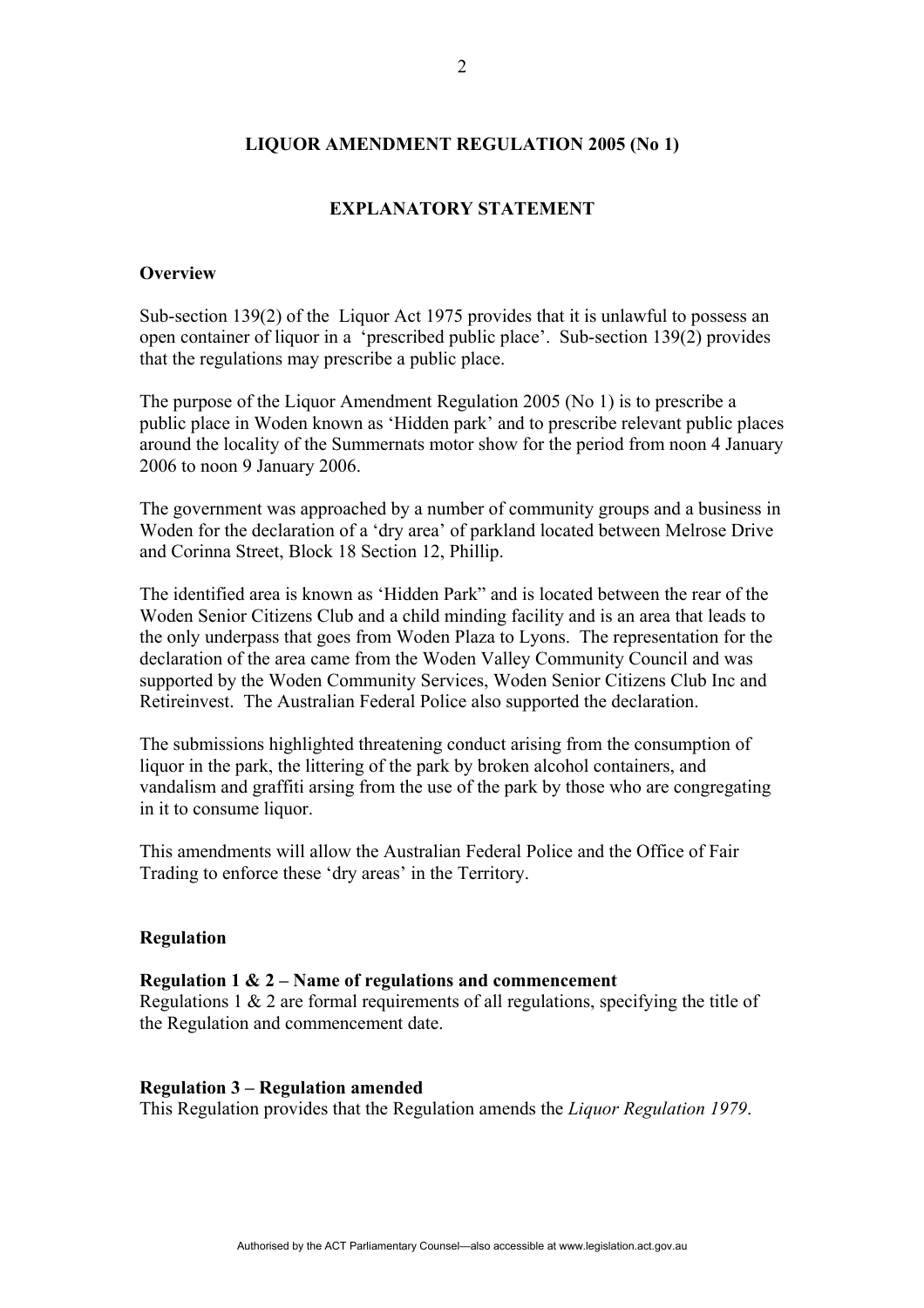**LIQUOR AMENDMENT REGULATION 2005 (No 1)**

**EXPLANATORY STATEMENT**

**Overview**

Sub-section 139(2) of the Liquor Act 1975 provides that it is unlawful to possess an open container of liquor in a 'prescribed public place'. Sub-section 139(2) provides that the regulations may prescribe a public place.

The purpose of the Liquor Amendment Regulation 2005 (No 1) is to prescribe a public place in Woden known as 'Hidden park' and to prescribe relevant public places around the locality of the Summernats motor show for the period from noon 4 January 2006 to noon 9 January 2006.

The government was approached by a number of community groups and a business in Woden for the declaration of a 'dry area' of parkland located between Melrose Drive and Corinna Street, Block 18 Section 12, Phillip.

The identified area is known as 'Hidden Park" and is located between the rear of the Woden Senior Citizens Club and a child minding facility and is an area that leads to the only underpass that goes from Woden Plaza to Lyons. The representation for the declaration of the area came from the Woden Valley Community Council and was supported by the Woden Community Services, Woden Senior Citizens Club Inc and Retireinvest. The Australian Federal Police also supported the declaration.

The submissions highlighted threatening conduct arising from the consumption of liquor in the park, the littering of the park by broken alcohol containers, and vandalism and graffiti arsing from the use of the park by those who are congregating in it to consume liquor.

This amendments will allow the Australian Federal Police and the Office of Fair Trading to enforce these 'dry areas' in the Territory.

**Regulation**

**Regulation 1 & 2 – Name of regulations and commencement**
Regulations 1 & 2 are formal requirements of all regulations, specifying the title of the Regulation and commencement date.

**Regulation 3 – Regulation amended**
This Regulation provides that the Regulation amends the *Liquor Regulation 1979*.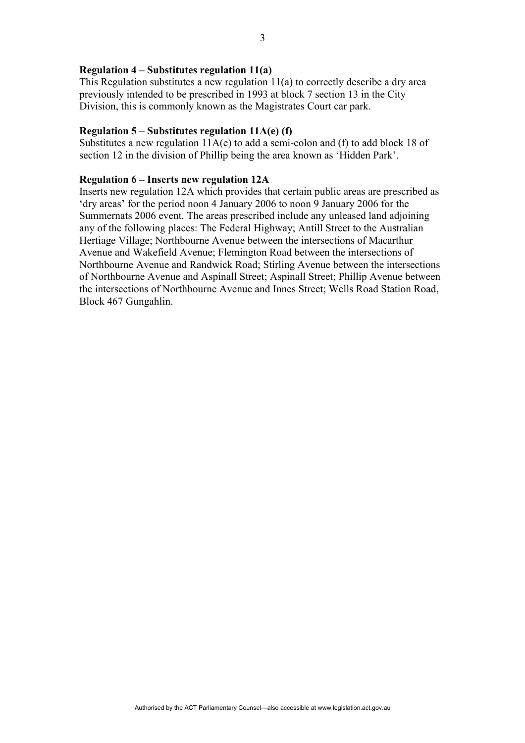**Regulation 4 – Substitutes regulation 11(a)**

This Regulation substitutes a new regulation 11(a) to correctly describe a dry area previously intended to be prescribed in 1993 at block 7 section 13 in the City Division, this is commonly known as the Magistrates Court car park.

**Regulation 5 – Substitutes regulation 11A(e) (f)**

Substitutes a new regulation 11A(e) to add a semi-colon and (f) to add block 18 of section 12 in the division of Phillip being the area known as 'Hidden Park'.

**Regulation 6 – Inserts new regulation 12A**

Inserts new regulation 12A which provides that certain public areas are prescribed as 'dry areas' for the period noon 4 January 2006 to noon 9 January 2006 for the Summernats 2006 event. The areas prescribed include any unleased land adjoining any of the following places: The Federal Highway; Antill Street to the Australian Hertiage Village; Northbourne Avenue between the intersections of Macarthur Avenue and Wakefield Avenue; Flemington Road between the intersections of Northbourne Avenue and Randwick Road; Stirling Avenue between the intersections of Northbourne Avenue and Aspinall Street; Aspinall Street; Phillip Avenue between the intersections of Northbourne Avenue and Innes Street; Wells Road Station Road, Block 467 Gungahlin.